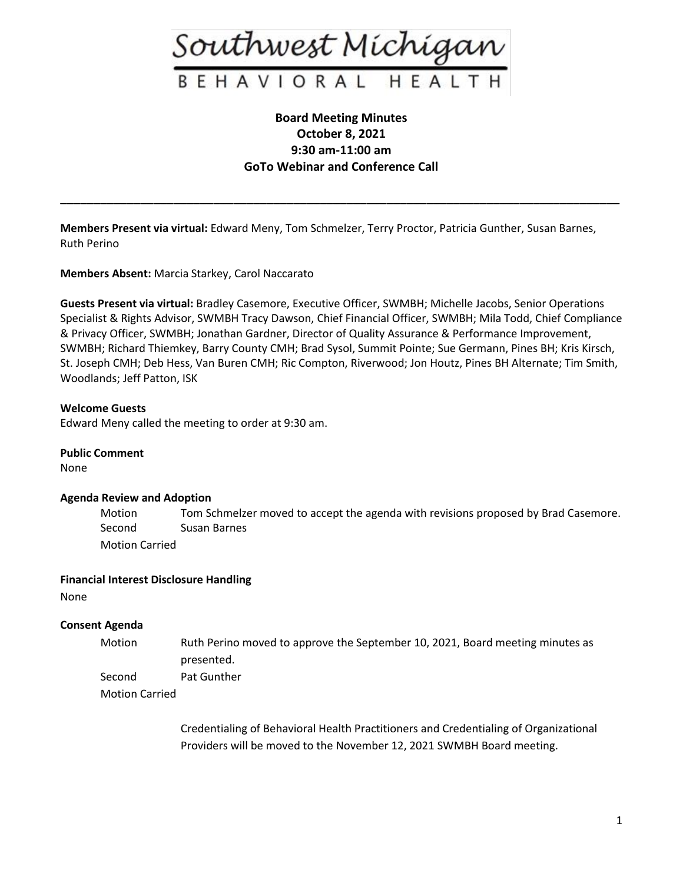Southwest Michigan

BEHAVIORAL HEALTH

**Board Meeting Minutes**
**October 8, 2021**
**9:30 am-11:00 am**
**GoTo Webinar and Conference Call**

---

**Members Present via virtual:** Edward Meny, Tom Schmelzer, Terry Proctor, Patricia Gunther, Susan Barnes, Ruth Perino

**Members Absent:** Marcia Starkey, Carol Naccarato

**Guests Present via virtual:** Bradley Casemore, Executive Officer, SWMBH; Michelle Jacobs, Senior Operations Specialist & Rights Advisor, SWMBH Tracy Dawson, Chief Financial Officer, SWMBH; Mila Todd, Chief Compliance & Privacy Officer, SWMBH; Jonathan Gardner, Director of Quality Assurance & Performance Improvement, SWMBH; Richard Thiemkey, Barry County CMH; Brad Sysol, Summit Pointe; Sue Germann, Pines BH; Kris Kirsch, St. Joseph CMH; Deb Hess, Van Buren CMH; Ric Compton, Riverwood; Jon Houtz, Pines BH Alternate; Tim Smith, Woodlands; Jeff Patton, ISK

**Welcome Guests**

Edward Meny called the meeting to order at 9:30 am.

**Public Comment**

None

**Agenda Review and Adoption**

Motion Tom Schmelzer moved to accept the agenda with revisions proposed by Brad Casemore.
Second Susan Barnes
Motion Carried

**Financial Interest Disclosure Handling**

None

**Consent Agenda**

Motion Ruth Perino moved to approve the September 10, 2021, Board meeting minutes as presented.
Second Pat Gunther
Motion Carried

Credentialing of Behavioral Health Practitioners and Credentialing of Organizational Providers will be moved to the November 12, 2021 SWMBH Board meeting.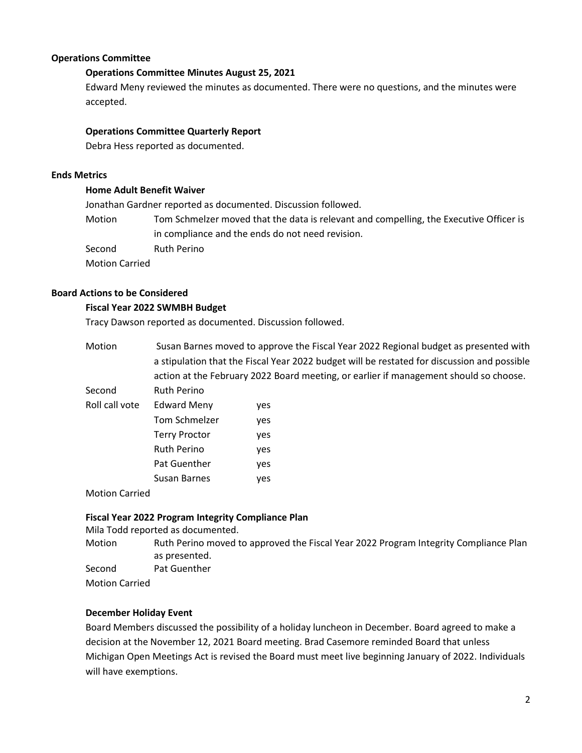## Operations Committee

### Operations Committee Minutes August 25, 2021

Edward Meny reviewed the minutes as documented. There were no questions, and the minutes were accepted.

### Operations Committee Quarterly Report

Debra Hess reported as documented.

## Ends Metrics

### Home Adult Benefit Waiver

Jonathan Gardner reported as documented. Discussion followed.

Motion Tom Schmelzer moved that the data is relevant and compelling, the Executive Officer is in compliance and the ends do not need revision.

Second Ruth Perino

Motion Carried

## Board Actions to be Considered

### Fiscal Year 2022 SWMBH Budget

Tracy Dawson reported as documented. Discussion followed.

Motion Susan Barnes moved to approve the Fiscal Year 2022 Regional budget as presented with a stipulation that the Fiscal Year 2022 budget will be restated for discussion and possible action at the February 2022 Board meeting, or earlier if management should so choose.

Second Ruth Perino

| Roll call vote | Name | Vote |
|---|---|---|
| | Edward Meny | yes |
| | Tom Schmelzer | yes |
| | Terry Proctor | yes |
| | Ruth Perino | yes |
| | Pat Guenther | yes |
| | Susan Barnes | yes |

Motion Carried

### Fiscal Year 2022 Program Integrity Compliance Plan

Mila Todd reported as documented.

Motion Ruth Perino moved to approved the Fiscal Year 2022 Program Integrity Compliance Plan as presented.

Second Pat Guenther

Motion Carried

### December Holiday Event

Board Members discussed the possibility of a holiday luncheon in December. Board agreed to make a decision at the November 12, 2021 Board meeting. Brad Casemore reminded Board that unless Michigan Open Meetings Act is revised the Board must meet live beginning January of 2022. Individuals will have exemptions.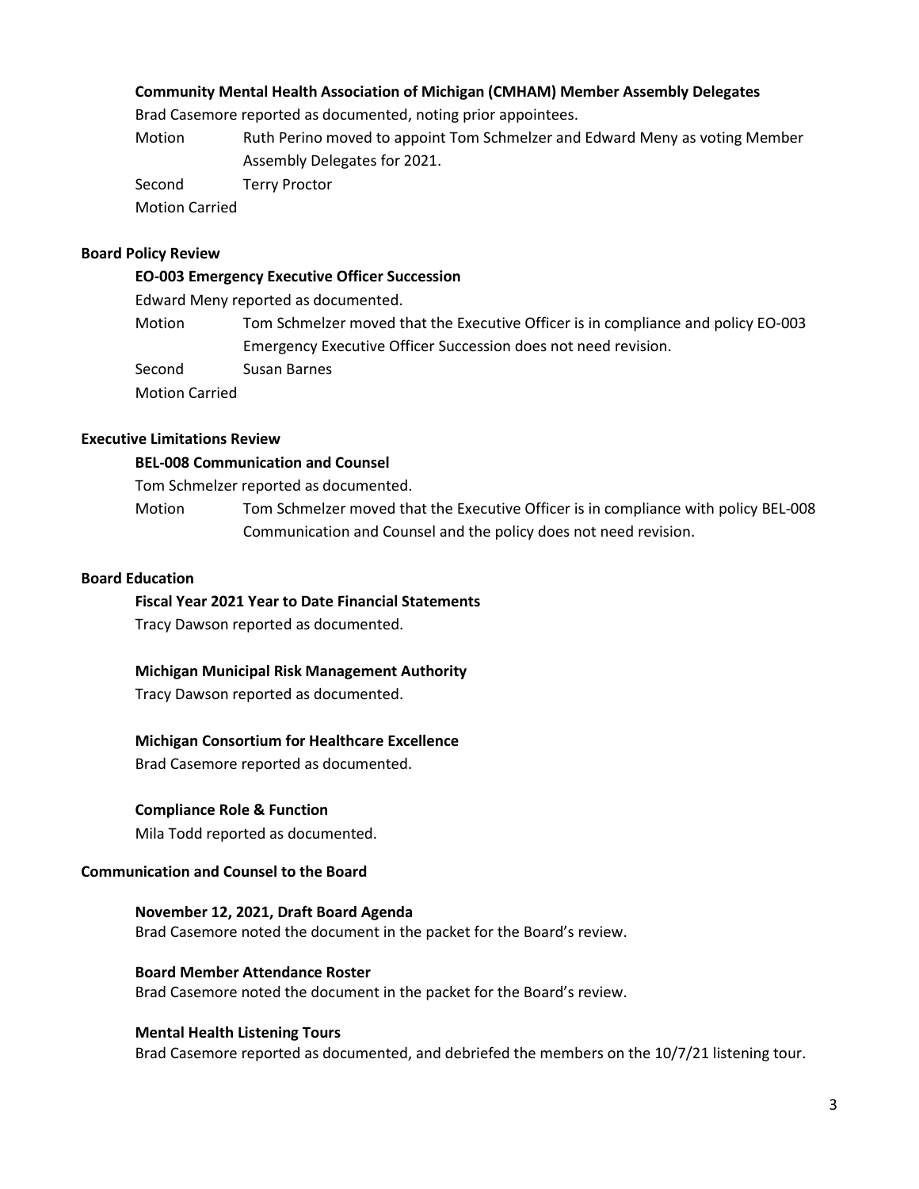### Community Mental Health Association of Michigan (CMHAM) Member Assembly Delegates

Brad Casemore reported as documented, noting prior appointees.

Motion Ruth Perino moved to appoint Tom Schmelzer and Edward Meny as voting Member Assembly Delegates for 2021.

Second Terry Proctor

Motion Carried

## Board Policy Review

### EO-003 Emergency Executive Officer Succession

Edward Meny reported as documented.

Motion Tom Schmelzer moved that the Executive Officer is in compliance and policy EO-003 Emergency Executive Officer Succession does not need revision.

Second Susan Barnes

Motion Carried

## Executive Limitations Review

### BEL-008 Communication and Counsel

Tom Schmelzer reported as documented.

Motion Tom Schmelzer moved that the Executive Officer is in compliance with policy BEL-008 Communication and Counsel and the policy does not need revision.

## Board Education

### Fiscal Year 2021 Year to Date Financial Statements

Tracy Dawson reported as documented.

### Michigan Municipal Risk Management Authority

Tracy Dawson reported as documented.

### Michigan Consortium for Healthcare Excellence

Brad Casemore reported as documented.

### Compliance Role & Function

Mila Todd reported as documented.

## Communication and Counsel to the Board

### November 12, 2021, Draft Board Agenda

Brad Casemore noted the document in the packet for the Board's review.

### Board Member Attendance Roster

Brad Casemore noted the document in the packet for the Board's review.

### Mental Health Listening Tours

Brad Casemore reported as documented, and debriefed the members on the 10/7/21 listening tour.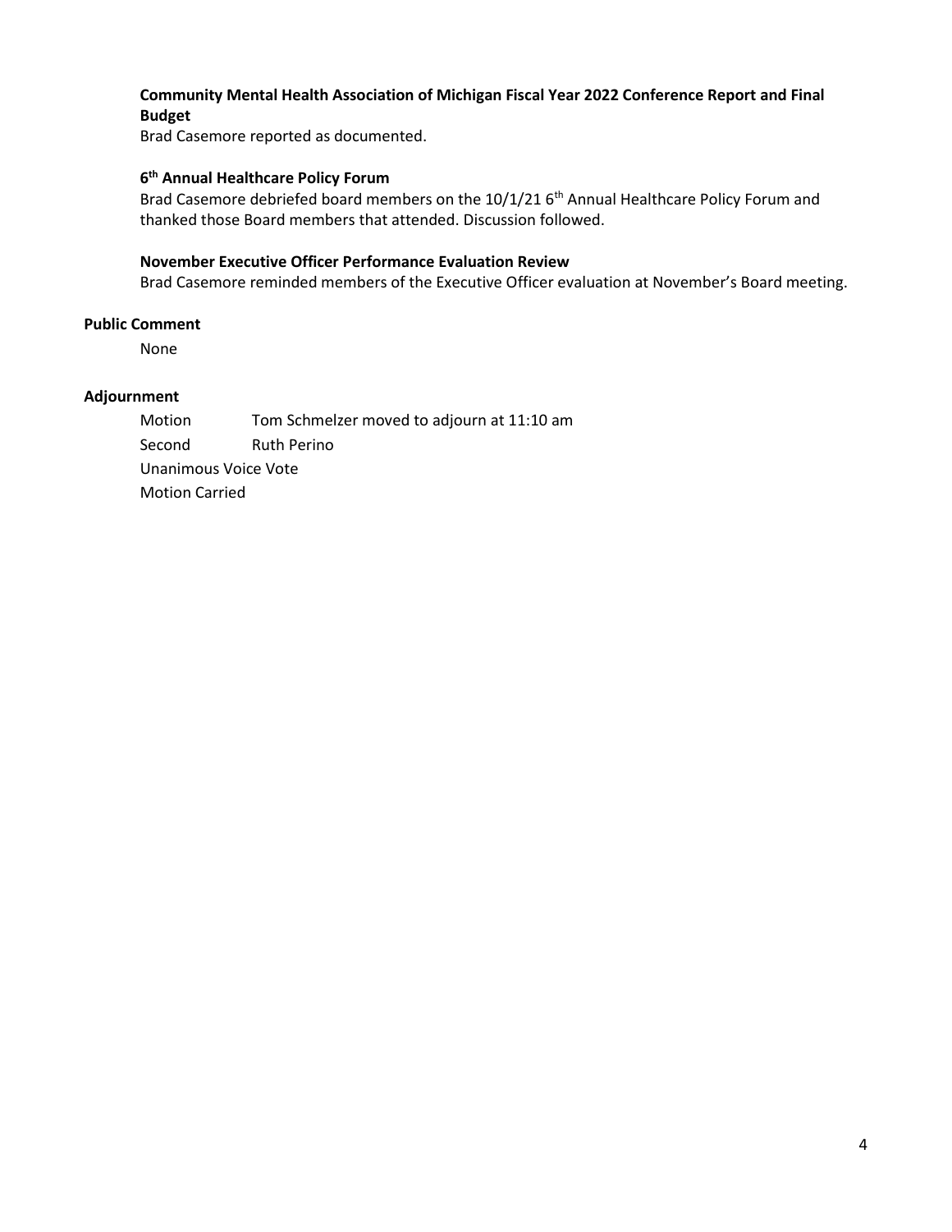**Community Mental Health Association of Michigan Fiscal Year 2022 Conference Report and Final Budget**

Brad Casemore reported as documented.

**6th Annual Healthcare Policy Forum**

Brad Casemore debriefed board members on the 10/1/21 6th Annual Healthcare Policy Forum and thanked those Board members that attended. Discussion followed.

**November Executive Officer Performance Evaluation Review**

Brad Casemore reminded members of the Executive Officer evaluation at November's Board meeting.

**Public Comment**

None

**Adjournment**

Motion Tom Schmelzer moved to adjourn at 11:10 am

Second Ruth Perino

Unanimous Voice Vote

Motion Carried